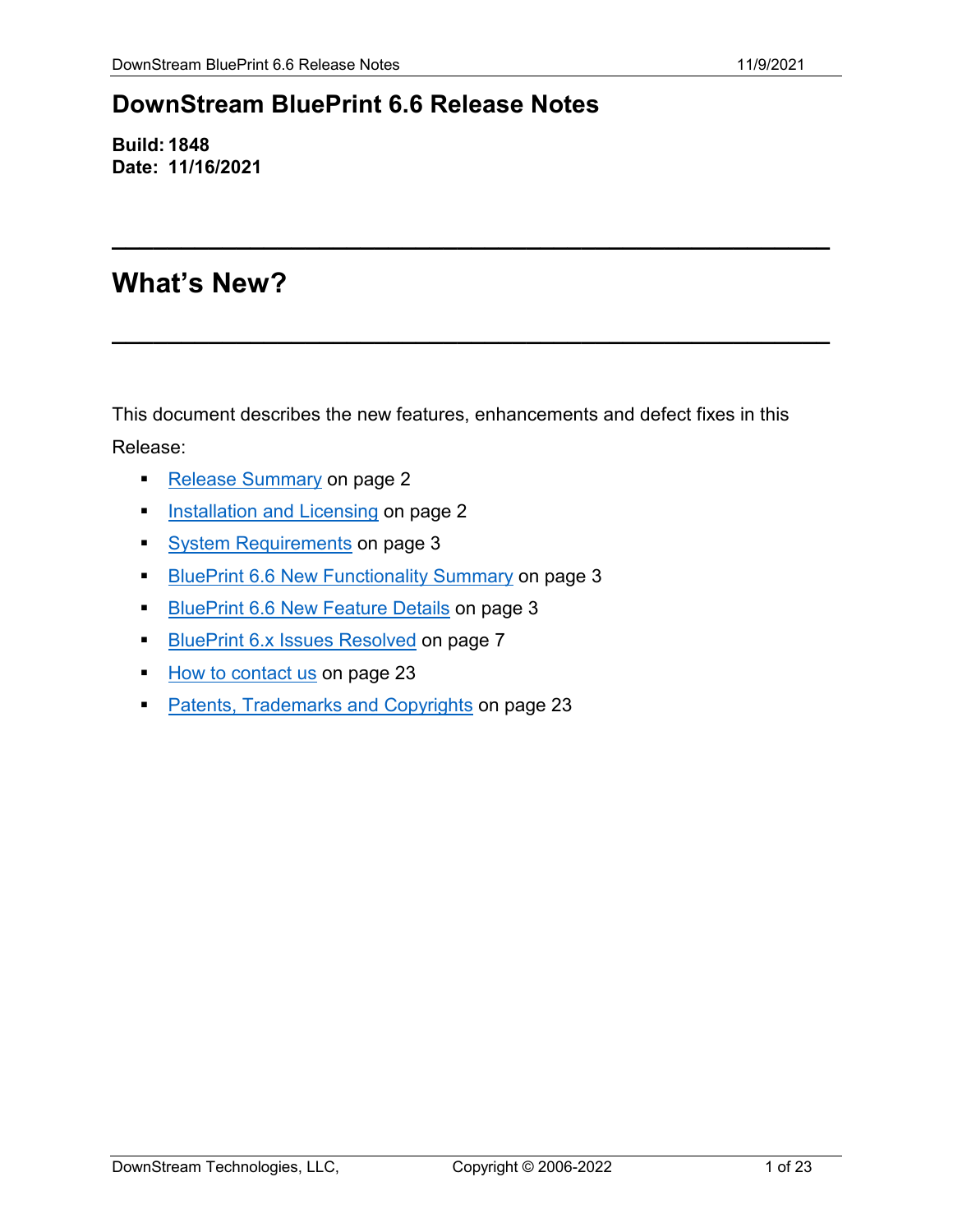# DownStream BluePrint 6.6 Release Notes

**Build: 1848**
**Date: 11/16/2021**

---

# What's New?

---

This document describes the new features, enhancements and defect fixes in this Release:

- Release Summary on page 2
- Installation and Licensing on page 2
- System Requirements on page 3
- BluePrint 6.6 New Functionality Summary on page 3
- BluePrint 6.6 New Feature Details on page 3
- BluePrint 6.x Issues Resolved on page 7
- How to contact us on page 23
- Patents, Trademarks and Copyrights on page 23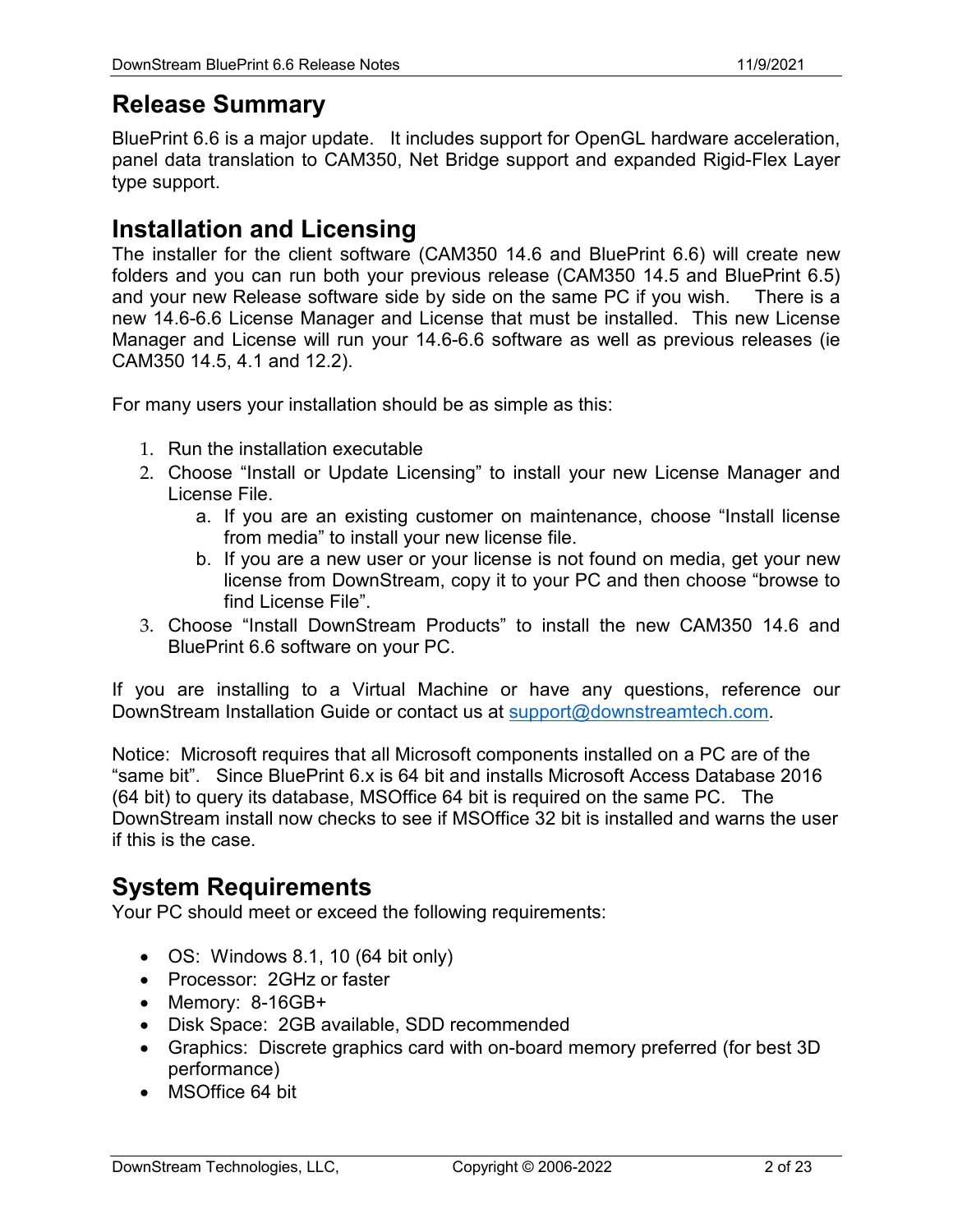## Release Summary

BluePrint 6.6 is a major update. It includes support for OpenGL hardware acceleration, panel data translation to CAM350, Net Bridge support and expanded Rigid-Flex Layer type support.

## Installation and Licensing

The installer for the client software (CAM350 14.6 and BluePrint 6.6) will create new folders and you can run both your previous release (CAM350 14.5 and BluePrint 6.5) and your new Release software side by side on the same PC if you wish. There is a new 14.6-6.6 License Manager and License that must be installed. This new License Manager and License will run your 14.6-6.6 software as well as previous releases (ie CAM350 14.5, 4.1 and 12.2).

For many users your installation should be as simple as this:

1. Run the installation executable
2. Choose "Install or Update Licensing" to install your new License Manager and License File.
   a. If you are an existing customer on maintenance, choose "Install license from media" to install your new license file.
   b. If you are a new user or your license is not found on media, get your new license from DownStream, copy it to your PC and then choose "browse to find License File".
3. Choose "Install DownStream Products" to install the new CAM350 14.6 and BluePrint 6.6 software on your PC.

If you are installing to a Virtual Machine or have any questions, reference our DownStream Installation Guide or contact us at support@downstreamtech.com.

Notice: Microsoft requires that all Microsoft components installed on a PC are of the "same bit". Since BluePrint 6.x is 64 bit and installs Microsoft Access Database 2016 (64 bit) to query its database, MSOffice 64 bit is required on the same PC. The DownStream install now checks to see if MSOffice 32 bit is installed and warns the user if this is the case.

## System Requirements

Your PC should meet or exceed the following requirements:

- OS: Windows 8.1, 10 (64 bit only)
- Processor: 2GHz or faster
- Memory: 8-16GB+
- Disk Space: 2GB available, SDD recommended
- Graphics: Discrete graphics card with on-board memory preferred (for best 3D performance)
- MSOffice 64 bit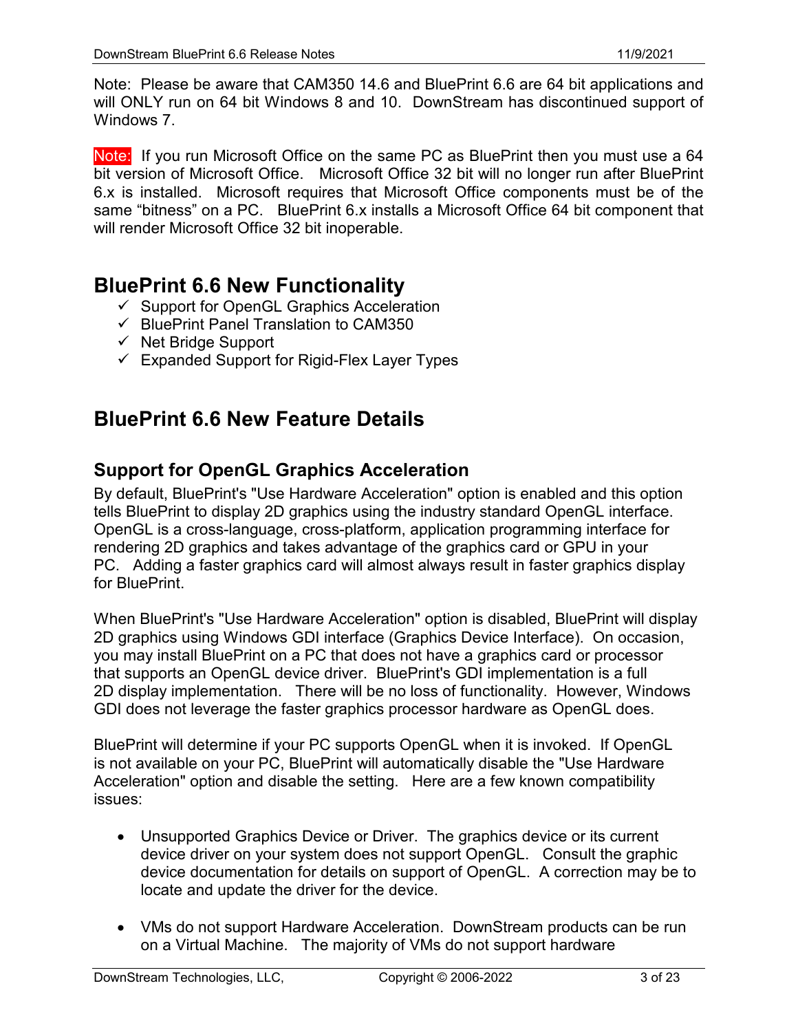Note: Please be aware that CAM350 14.6 and BluePrint 6.6 are 64 bit applications and will ONLY run on 64 bit Windows 8 and 10. DownStream has discontinued support of Windows 7.

Note: If you run Microsoft Office on the same PC as BluePrint then you must use a 64 bit version of Microsoft Office. Microsoft Office 32 bit will no longer run after BluePrint 6.x is installed. Microsoft requires that Microsoft Office components must be of the same "bitness" on a PC. BluePrint 6.x installs a Microsoft Office 64 bit component that will render Microsoft Office 32 bit inoperable.

## BluePrint 6.6 New Functionality

- ✓ Support for OpenGL Graphics Acceleration
- ✓ BluePrint Panel Translation to CAM350
- ✓ Net Bridge Support
- ✓ Expanded Support for Rigid-Flex Layer Types

## BluePrint 6.6 New Feature Details

### Support for OpenGL Graphics Acceleration

By default, BluePrint's "Use Hardware Acceleration" option is enabled and this option tells BluePrint to display 2D graphics using the industry standard OpenGL interface. OpenGL is a cross-language, cross-platform, application programming interface for rendering 2D graphics and takes advantage of the graphics card or GPU in your PC. Adding a faster graphics card will almost always result in faster graphics display for BluePrint.

When BluePrint's "Use Hardware Acceleration" option is disabled, BluePrint will display 2D graphics using Windows GDI interface (Graphics Device Interface). On occasion, you may install BluePrint on a PC that does not have a graphics card or processor that supports an OpenGL device driver. BluePrint's GDI implementation is a full 2D display implementation. There will be no loss of functionality. However, Windows GDI does not leverage the faster graphics processor hardware as OpenGL does.

BluePrint will determine if your PC supports OpenGL when it is invoked. If OpenGL is not available on your PC, BluePrint will automatically disable the "Use Hardware Acceleration" option and disable the setting. Here are a few known compatibility issues:

- Unsupported Graphics Device or Driver. The graphics device or its current device driver on your system does not support OpenGL. Consult the graphic device documentation for details on support of OpenGL. A correction may be to locate and update the driver for the device.

- VMs do not support Hardware Acceleration. DownStream products can be run on a Virtual Machine. The majority of VMs do not support hardware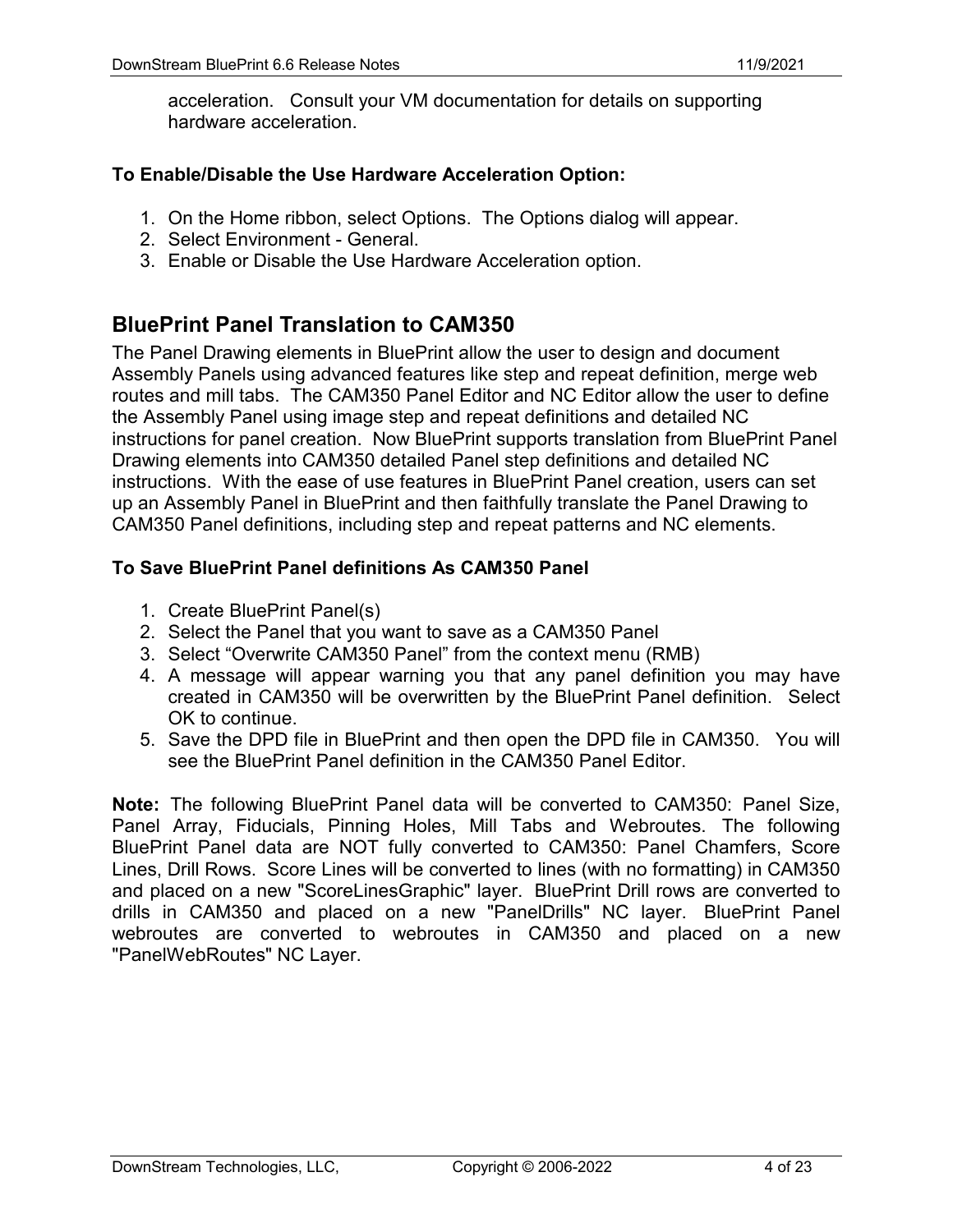acceleration. Consult your VM documentation for details on supporting hardware acceleration.

**To Enable/Disable the Use Hardware Acceleration Option:**

1. On the Home ribbon, select Options. The Options dialog will appear.
2. Select Environment - General.
3. Enable or Disable the Use Hardware Acceleration option.

## BluePrint Panel Translation to CAM350

The Panel Drawing elements in BluePrint allow the user to design and document Assembly Panels using advanced features like step and repeat definition, merge web routes and mill tabs. The CAM350 Panel Editor and NC Editor allow the user to define the Assembly Panel using image step and repeat definitions and detailed NC instructions for panel creation. Now BluePrint supports translation from BluePrint Panel Drawing elements into CAM350 detailed Panel step definitions and detailed NC instructions. With the ease of use features in BluePrint Panel creation, users can set up an Assembly Panel in BluePrint and then faithfully translate the Panel Drawing to CAM350 Panel definitions, including step and repeat patterns and NC elements.

**To Save BluePrint Panel definitions As CAM350 Panel**

1. Create BluePrint Panel(s)
2. Select the Panel that you want to save as a CAM350 Panel
3. Select “Overwrite CAM350 Panel” from the context menu (RMB)
4. A message will appear warning you that any panel definition you may have created in CAM350 will be overwritten by the BluePrint Panel definition. Select OK to continue.
5. Save the DPD file in BluePrint and then open the DPD file in CAM350. You will see the BluePrint Panel definition in the CAM350 Panel Editor.

**Note:** The following BluePrint Panel data will be converted to CAM350: Panel Size, Panel Array, Fiducials, Pinning Holes, Mill Tabs and Webroutes. The following BluePrint Panel data are NOT fully converted to CAM350: Panel Chamfers, Score Lines, Drill Rows. Score Lines will be converted to lines (with no formatting) in CAM350 and placed on a new "ScoreLinesGraphic" layer. BluePrint Drill rows are converted to drills in CAM350 and placed on a new "PanelDrills" NC layer. BluePrint Panel webroutes are converted to webroutes in CAM350 and placed on a new "PanelWebRoutes" NC Layer.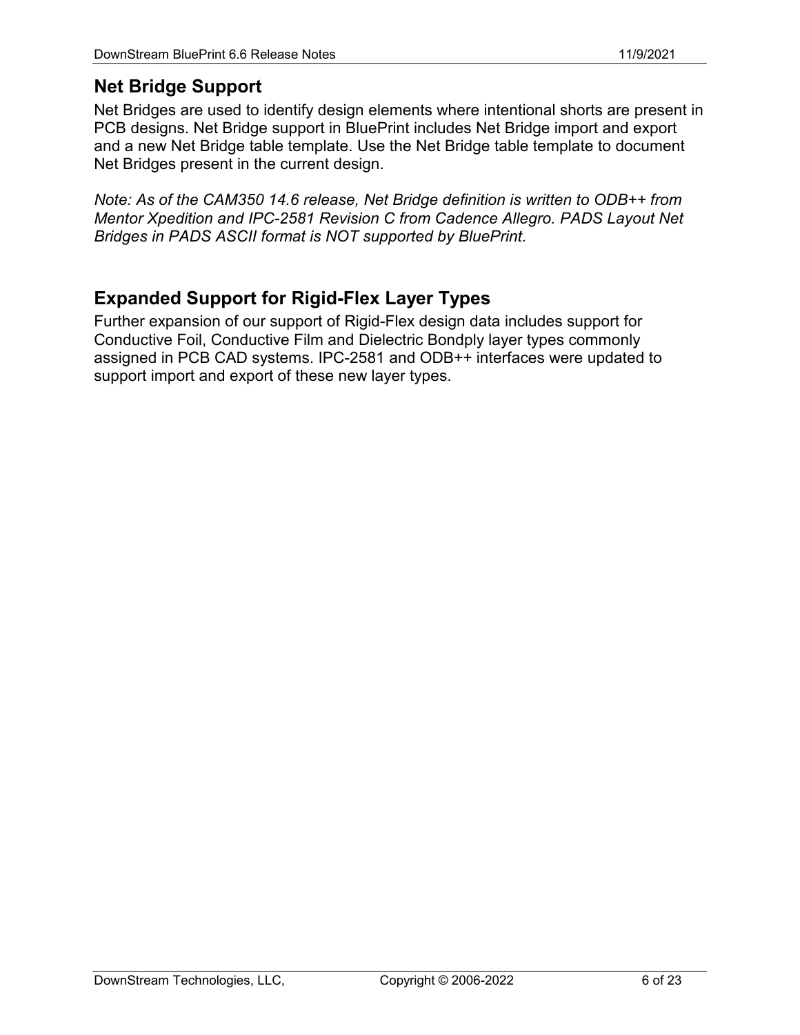## Net Bridge Support

Net Bridges are used to identify design elements where intentional shorts are present in PCB designs. Net Bridge support in BluePrint includes Net Bridge import and export and a new Net Bridge table template. Use the Net Bridge table template to document Net Bridges present in the current design.

*Note: As of the CAM350 14.6 release, Net Bridge definition is written to ODB++ from Mentor Xpedition and IPC-2581 Revision C from Cadence Allegro. PADS Layout Net Bridges in PADS ASCII format is NOT supported by BluePrint.*

## Expanded Support for Rigid-Flex Layer Types

Further expansion of our support of Rigid-Flex design data includes support for Conductive Foil, Conductive Film and Dielectric Bondply layer types commonly assigned in PCB CAD systems. IPC-2581 and ODB++ interfaces were updated to support import and export of these new layer types.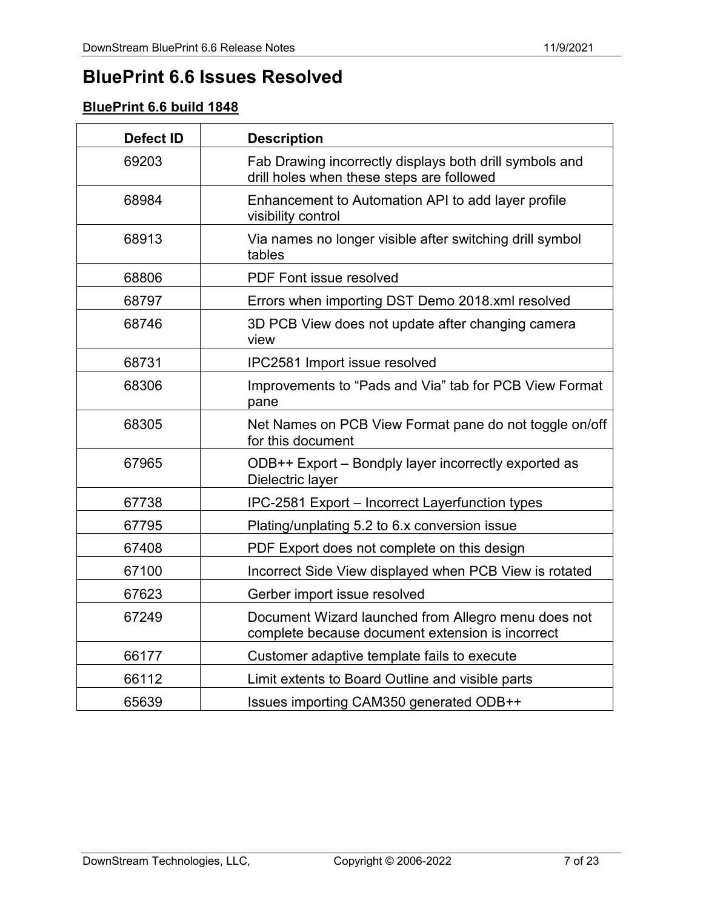# BluePrint 6.6 Issues Resolved

## BluePrint 6.6 build 1848

| Defect ID | Description |
| --- | --- |
| 69203 | Fab Drawing incorrectly displays both drill symbols and drill holes when these steps are followed |
| 68984 | Enhancement to Automation API to add layer profile visibility control |
| 68913 | Via names no longer visible after switching drill symbol tables |
| 68806 | PDF Font issue resolved |
| 68797 | Errors when importing DST Demo 2018.xml resolved |
| 68746 | 3D PCB View does not update after changing camera view |
| 68731 | IPC2581 Import issue resolved |
| 68306 | Improvements to “Pads and Via” tab for PCB View Format pane |
| 68305 | Net Names on PCB View Format pane do not toggle on/off for this document |
| 67965 | ODB++ Export – Bondply layer incorrectly exported as Dielectric layer |
| 67738 | IPC-2581 Export – Incorrect Layerfunction types |
| 67795 | Plating/unplating 5.2 to 6.x conversion issue |
| 67408 | PDF Export does not complete on this design |
| 67100 | Incorrect Side View displayed when PCB View is rotated |
| 67623 | Gerber import issue resolved |
| 67249 | Document Wizard launched from Allegro menu does not complete because document extension is incorrect |
| 66177 | Customer adaptive template fails to execute |
| 66112 | Limit extents to Board Outline and visible parts |
| 65639 | Issues importing CAM350 generated ODB++ |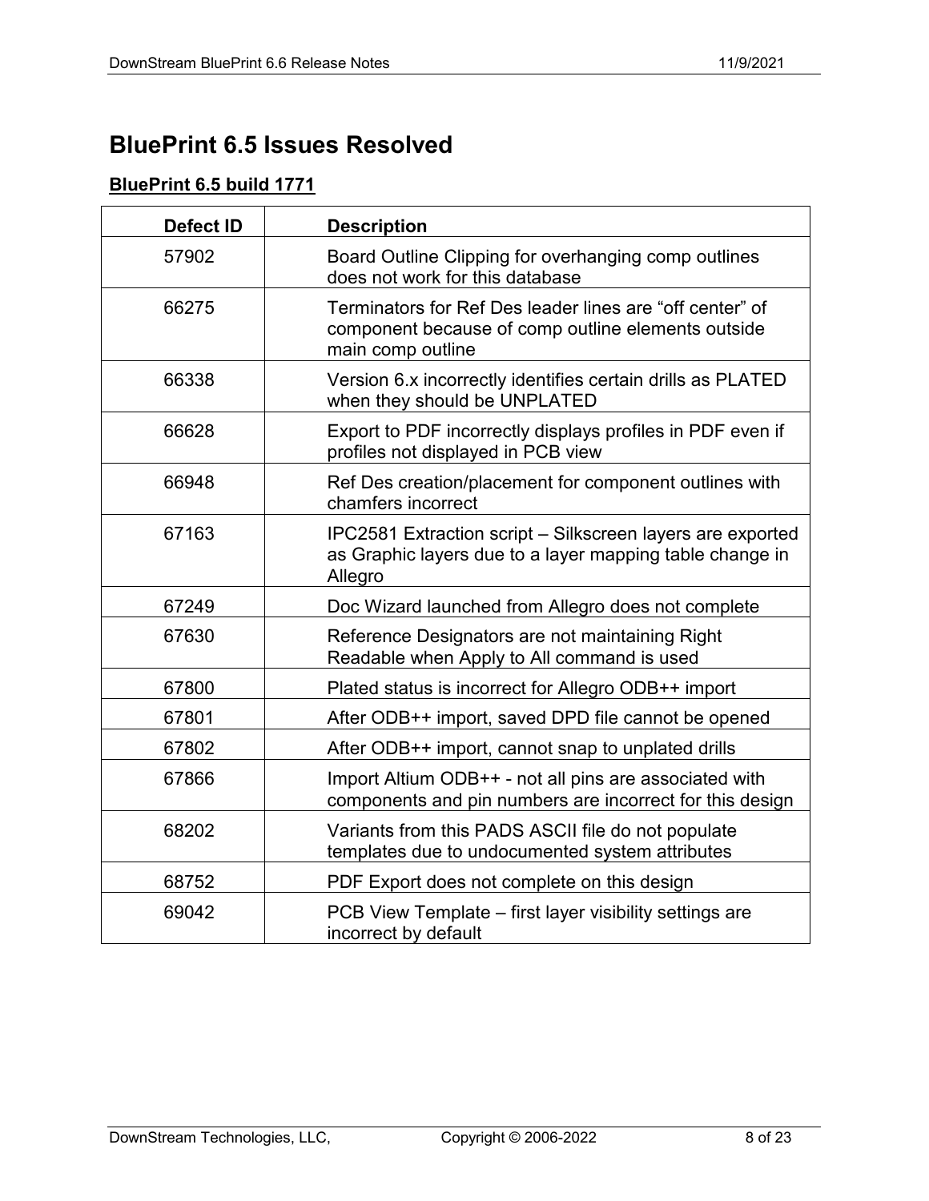# BluePrint 6.5 Issues Resolved

## BluePrint 6.5 build 1771

| Defect ID | Description |
|---|---|
| 57902 | Board Outline Clipping for overhanging comp outlines does not work for this database |
| 66275 | Terminators for Ref Des leader lines are “off center” of component because of comp outline elements outside main comp outline |
| 66338 | Version 6.x incorrectly identifies certain drills as PLATED when they should be UNPLATED |
| 66628 | Export to PDF incorrectly displays profiles in PDF even if profiles not displayed in PCB view |
| 66948 | Ref Des creation/placement for component outlines with chamfers incorrect |
| 67163 | IPC2581 Extraction script – Silkscreen layers are exported as Graphic layers due to a layer mapping table change in Allegro |
| 67249 | Doc Wizard launched from Allegro does not complete |
| 67630 | Reference Designators are not maintaining Right Readable when Apply to All command is used |
| 67800 | Plated status is incorrect for Allegro ODB++ import |
| 67801 | After ODB++ import, saved DPD file cannot be opened |
| 67802 | After ODB++ import, cannot snap to unplated drills |
| 67866 | Import Altium ODB++ - not all pins are associated with components and pin numbers are incorrect for this design |
| 68202 | Variants from this PADS ASCII file do not populate templates due to undocumented system attributes |
| 68752 | PDF Export does not complete on this design |
| 69042 | PCB View Template – first layer visibility settings are incorrect by default |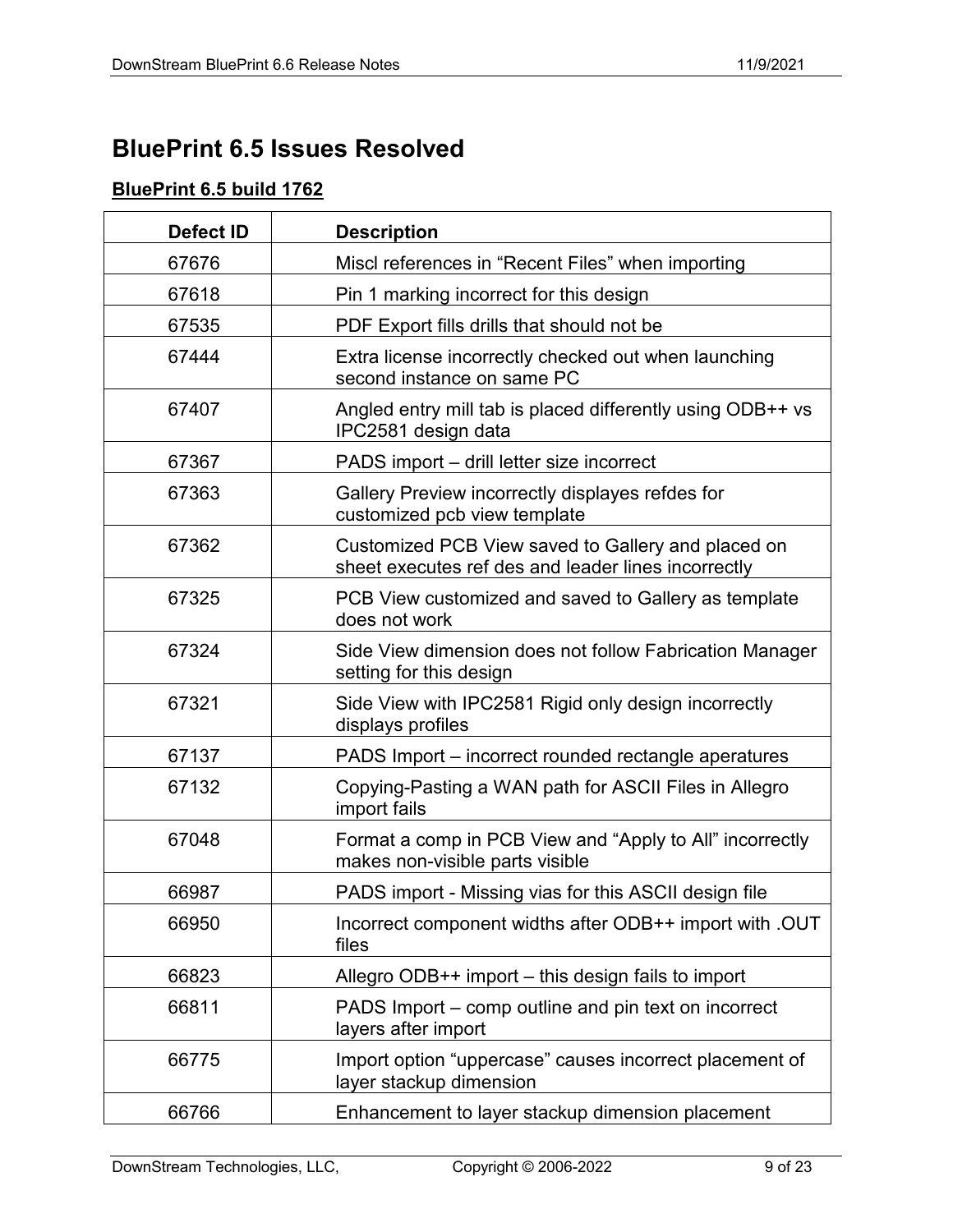# BluePrint 6.5 Issues Resolved

## BluePrint 6.5 build 1762

| Defect ID | Description |
|---|---|
| 67676 | Miscl references in "Recent Files" when importing |
| 67618 | Pin 1 marking incorrect for this design |
| 67535 | PDF Export fills drills that should not be |
| 67444 | Extra license incorrectly checked out when launching second instance on same PC |
| 67407 | Angled entry mill tab is placed differently using ODB++ vs IPC2581 design data |
| 67367 | PADS import – drill letter size incorrect |
| 67363 | Gallery Preview incorrectly displayes refdes for customized pcb view template |
| 67362 | Customized PCB View saved to Gallery and placed on sheet executes ref des and leader lines incorrectly |
| 67325 | PCB View customized and saved to Gallery as template does not work |
| 67324 | Side View dimension does not follow Fabrication Manager setting for this design |
| 67321 | Side View with IPC2581 Rigid only design incorrectly displays profiles |
| 67137 | PADS Import – incorrect rounded rectangle aperatures |
| 67132 | Copying-Pasting a WAN path for ASCII Files in Allegro import fails |
| 67048 | Format a comp in PCB View and "Apply to All" incorrectly makes non-visible parts visible |
| 66987 | PADS import - Missing vias for this ASCII design file |
| 66950 | Incorrect component widths after ODB++ import with .OUT files |
| 66823 | Allegro ODB++ import – this design fails to import |
| 66811 | PADS Import – comp outline and pin text on incorrect layers after import |
| 66775 | Import option "uppercase" causes incorrect placement of layer stackup dimension |
| 66766 | Enhancement to layer stackup dimension placement |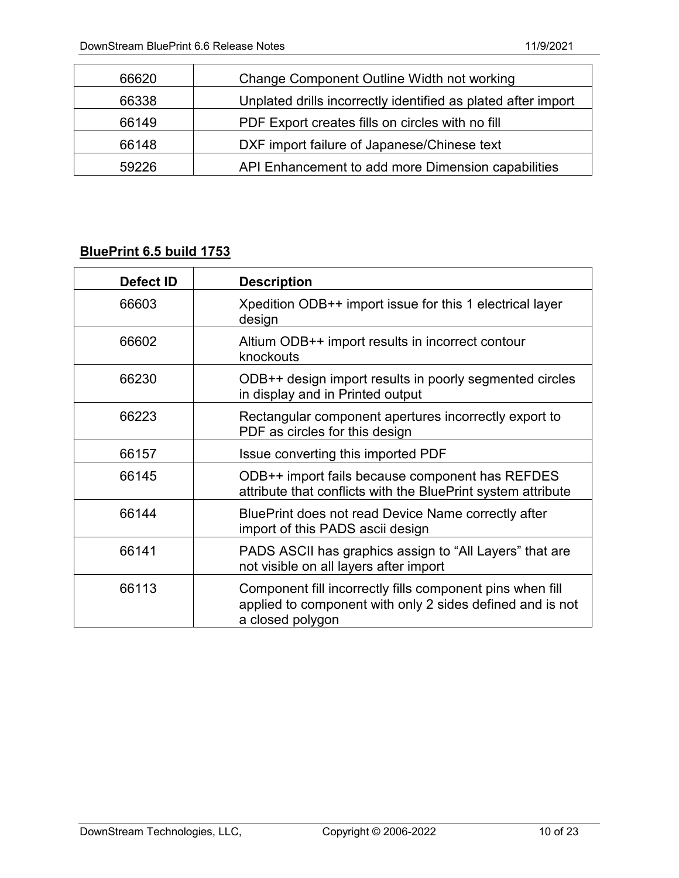| | |
|---|---|
| 66620 | Change Component Outline Width not working |
| 66338 | Unplated drills incorrectly identified as plated after import |
| 66149 | PDF Export creates fills on circles with no fill |
| 66148 | DXF import failure of Japanese/Chinese text |
| 59226 | API Enhancement to add more Dimension capabilities |

**BluePrint 6.5 build 1753**

| Defect ID | Description |
|---|---|
| 66603 | Xpedition ODB++ import issue for this 1 electrical layer design |
| 66602 | Altium ODB++ import results in incorrect contour knockouts |
| 66230 | ODB++ design import results in poorly segmented circles in display and in Printed output |
| 66223 | Rectangular component apertures incorrectly export to PDF as circles for this design |
| 66157 | Issue converting this imported PDF |
| 66145 | ODB++ import fails because component has REFDES attribute that conflicts with the BluePrint system attribute |
| 66144 | BluePrint does not read Device Name correctly after import of this PADS ascii design |
| 66141 | PADS ASCII has graphics assign to "All Layers" that are not visible on all layers after import |
| 66113 | Component fill incorrectly fills component pins when fill applied to component with only 2 sides defined and is not a closed polygon |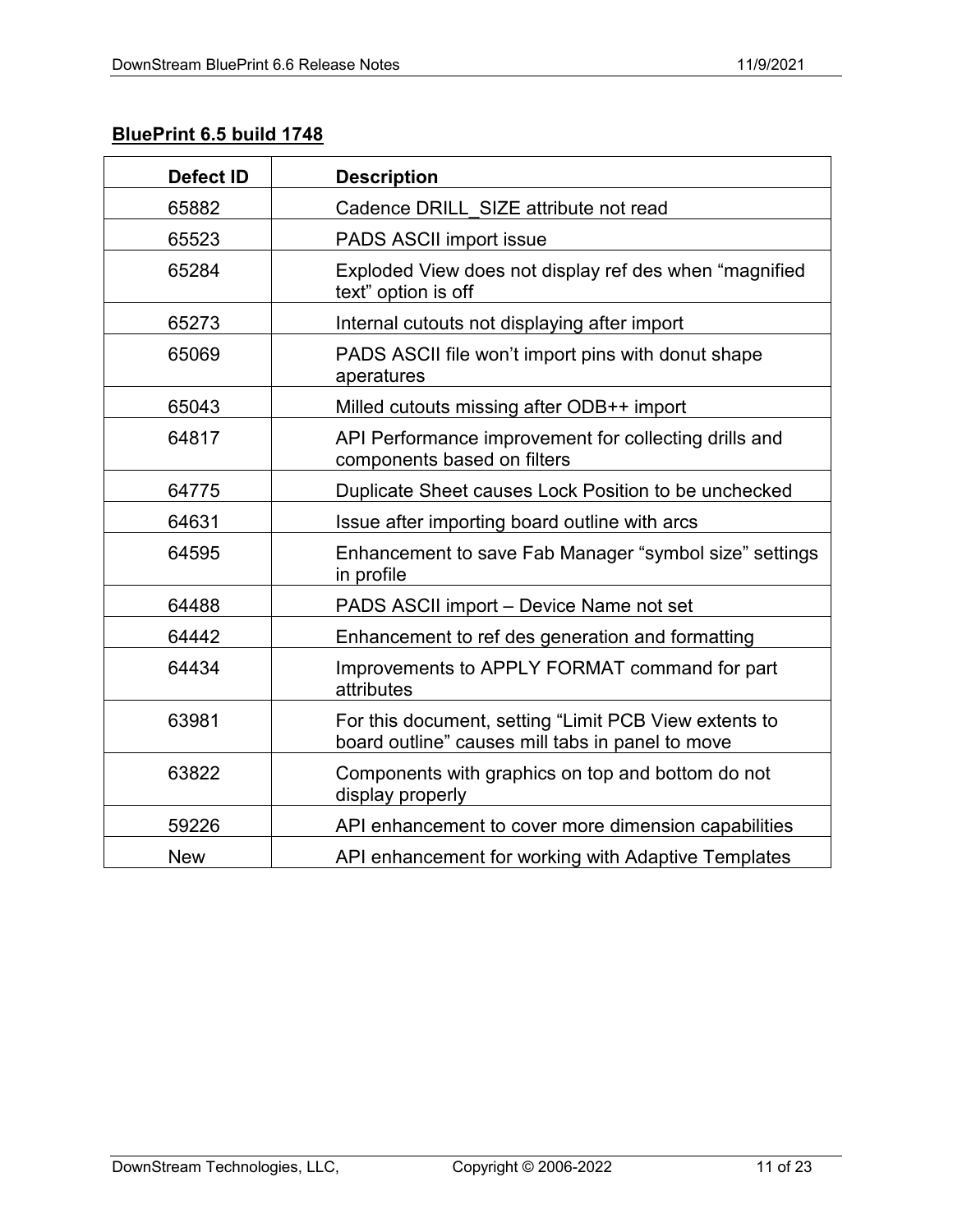## BluePrint 6.5 build 1748

| Defect ID | Description |
|---|---|
| 65882 | Cadence DRILL_SIZE attribute not read |
| 65523 | PADS ASCII import issue |
| 65284 | Exploded View does not display ref des when “magnified text” option is off |
| 65273 | Internal cutouts not displaying after import |
| 65069 | PADS ASCII file won’t import pins with donut shape aperatures |
| 65043 | Milled cutouts missing after ODB++ import |
| 64817 | API Performance improvement for collecting drills and components based on filters |
| 64775 | Duplicate Sheet causes Lock Position to be unchecked |
| 64631 | Issue after importing board outline with arcs |
| 64595 | Enhancement to save Fab Manager “symbol size” settings in profile |
| 64488 | PADS ASCII import – Device Name not set |
| 64442 | Enhancement to ref des generation and formatting |
| 64434 | Improvements to APPLY FORMAT command for part attributes |
| 63981 | For this document, setting “Limit PCB View extents to board outline” causes mill tabs in panel to move |
| 63822 | Components with graphics on top and bottom do not display properly |
| 59226 | API enhancement to cover more dimension capabilities |
| New | API enhancement for working with Adaptive Templates |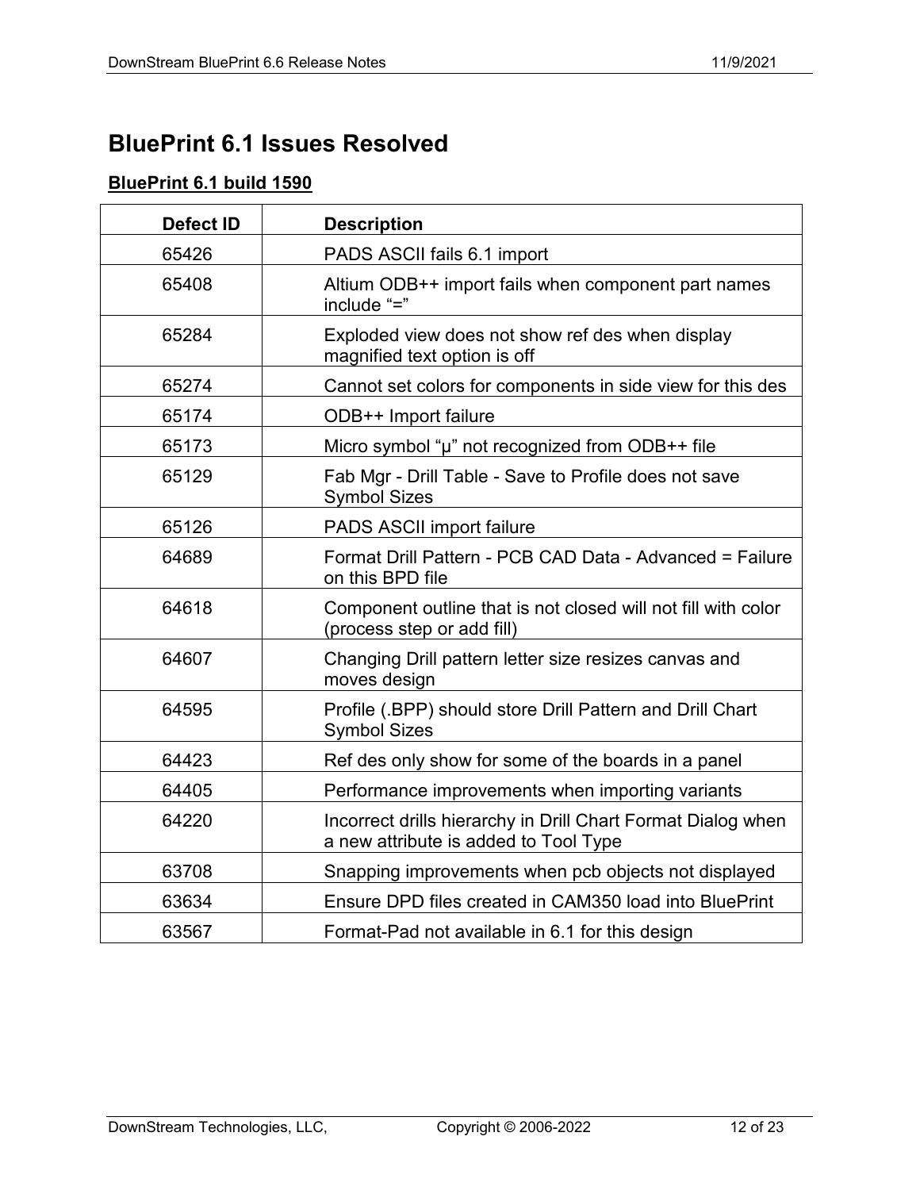# BluePrint 6.1 Issues Resolved

## BluePrint 6.1 build 1590

| Defect ID | Description |
|---|---|
| 65426 | PADS ASCII fails 6.1 import |
| 65408 | Altium ODB++ import fails when component part names include “=” |
| 65284 | Exploded view does not show ref des when display magnified text option is off |
| 65274 | Cannot set colors for components in side view for this des |
| 65174 | ODB++ Import failure |
| 65173 | Micro symbol “µ” not recognized from ODB++ file |
| 65129 | Fab Mgr - Drill Table - Save to Profile does not save Symbol Sizes |
| 65126 | PADS ASCII import failure |
| 64689 | Format Drill Pattern - PCB CAD Data - Advanced = Failure on this BPD file |
| 64618 | Component outline that is not closed will not fill with color (process step or add fill) |
| 64607 | Changing Drill pattern letter size resizes canvas and moves design |
| 64595 | Profile (.BPP) should store Drill Pattern and Drill Chart Symbol Sizes |
| 64423 | Ref des only show for some of the boards in a panel |
| 64405 | Performance improvements when importing variants |
| 64220 | Incorrect drills hierarchy in Drill Chart Format Dialog when a new attribute is added to Tool Type |
| 63708 | Snapping improvements when pcb objects not displayed |
| 63634 | Ensure DPD files created in CAM350 load into BluePrint |
| 63567 | Format-Pad not available in 6.1 for this design |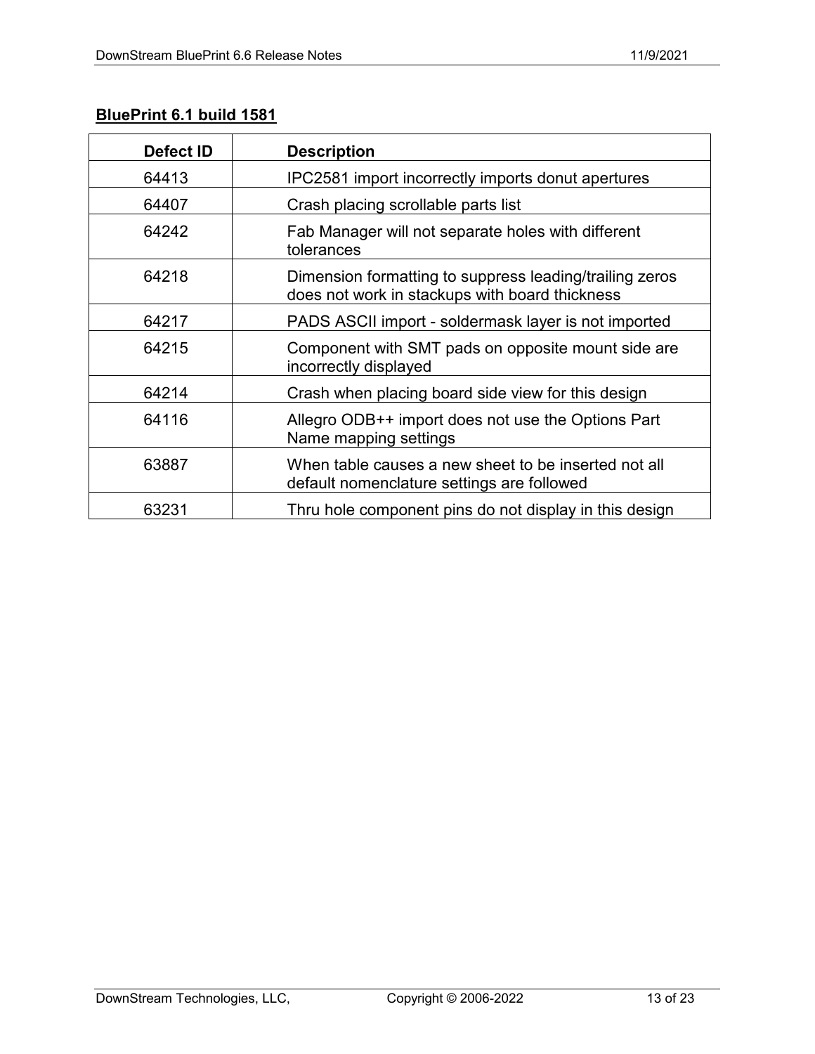**BluePrint 6.1 build 1581**

| Defect ID | Description |
|---|---|
| 64413 | IPC2581 import incorrectly imports donut apertures |
| 64407 | Crash placing scrollable parts list |
| 64242 | Fab Manager will not separate holes with different tolerances |
| 64218 | Dimension formatting to suppress leading/trailing zeros does not work in stackups with board thickness |
| 64217 | PADS ASCII import - soldermask layer is not imported |
| 64215 | Component with SMT pads on opposite mount side are incorrectly displayed |
| 64214 | Crash when placing board side view for this design |
| 64116 | Allegro ODB++ import does not use the Options Part Name mapping settings |
| 63887 | When table causes a new sheet to be inserted not all default nomenclature settings are followed |
| 63231 | Thru hole component pins do not display in this design |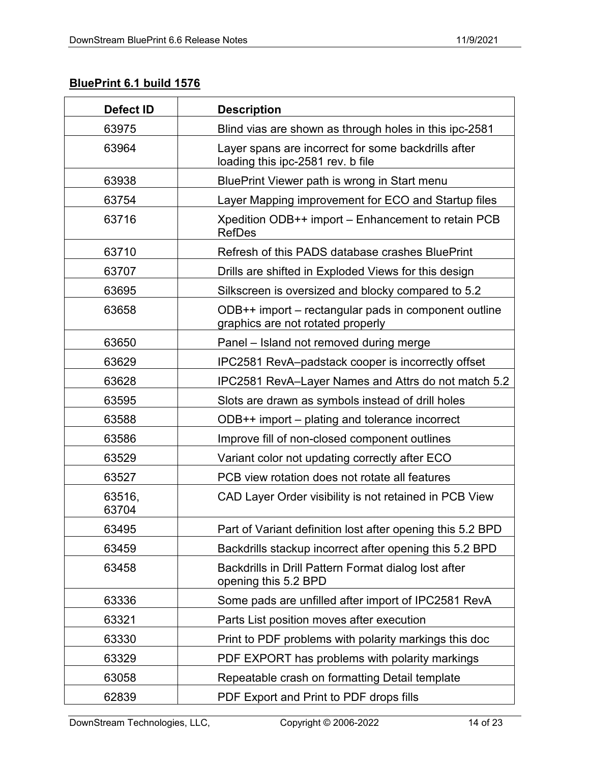**BluePrint 6.1 build 1576**

| Defect ID | Description |
| --- | --- |
| 63975 | Blind vias are shown as through holes in this ipc-2581 |
| 63964 | Layer spans are incorrect for some backdrills after loading this ipc-2581 rev. b file |
| 63938 | BluePrint Viewer path is wrong in Start menu |
| 63754 | Layer Mapping improvement for ECO and Startup files |
| 63716 | Xpedition ODB++ import – Enhancement to retain PCB RefDes |
| 63710 | Refresh of this PADS database crashes BluePrint |
| 63707 | Drills are shifted in Exploded Views for this design |
| 63695 | Silkscreen is oversized and blocky compared to 5.2 |
| 63658 | ODB++ import – rectangular pads in component outline graphics are not rotated properly |
| 63650 | Panel – Island not removed during merge |
| 63629 | IPC2581 RevA–padstack cooper is incorrectly offset |
| 63628 | IPC2581 RevA–Layer Names and Attrs do not match 5.2 |
| 63595 | Slots are drawn as symbols instead of drill holes |
| 63588 | ODB++ import – plating and tolerance incorrect |
| 63586 | Improve fill of non-closed component outlines |
| 63529 | Variant color not updating correctly after ECO |
| 63527 | PCB view rotation does not rotate all features |
| 63516, 63704 | CAD Layer Order visibility is not retained in PCB View |
| 63495 | Part of Variant definition lost after opening this 5.2 BPD |
| 63459 | Backdrills stackup incorrect after opening this 5.2 BPD |
| 63458 | Backdrills in Drill Pattern Format dialog lost after opening this 5.2 BPD |
| 63336 | Some pads are unfilled after import of IPC2581 RevA |
| 63321 | Parts List position moves after execution |
| 63330 | Print to PDF problems with polarity markings this doc |
| 63329 | PDF EXPORT has problems with polarity markings |
| 63058 | Repeatable crash on formatting Detail template |
| 62839 | PDF Export and Print to PDF drops fills |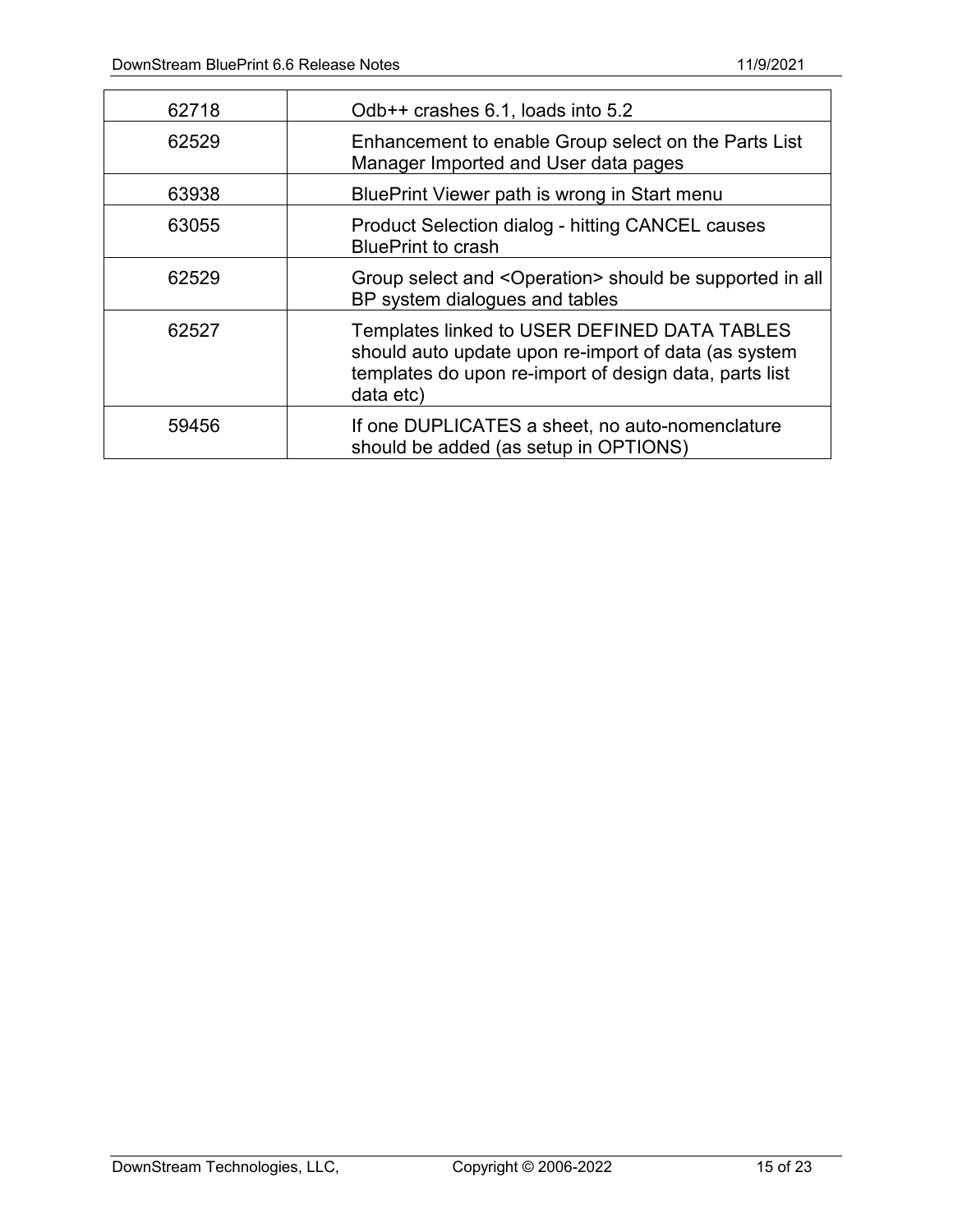| | |
|---|---|
| 62718 | Odb++ crashes 6.1, loads into 5.2 |
| 62529 | Enhancement to enable Group select on the Parts List Manager Imported and User data pages |
| 63938 | BluePrint Viewer path is wrong in Start menu |
| 63055 | Product Selection dialog - hitting CANCEL causes BluePrint to crash |
| 62529 | Group select and <Operation> should be supported in all BP system dialogues and tables |
| 62527 | Templates linked to USER DEFINED DATA TABLES should auto update upon re-import of data (as system templates do upon re-import of design data, parts list data etc) |
| 59456 | If one DUPLICATES a sheet, no auto-nomenclature should be added (as setup in OPTIONS) |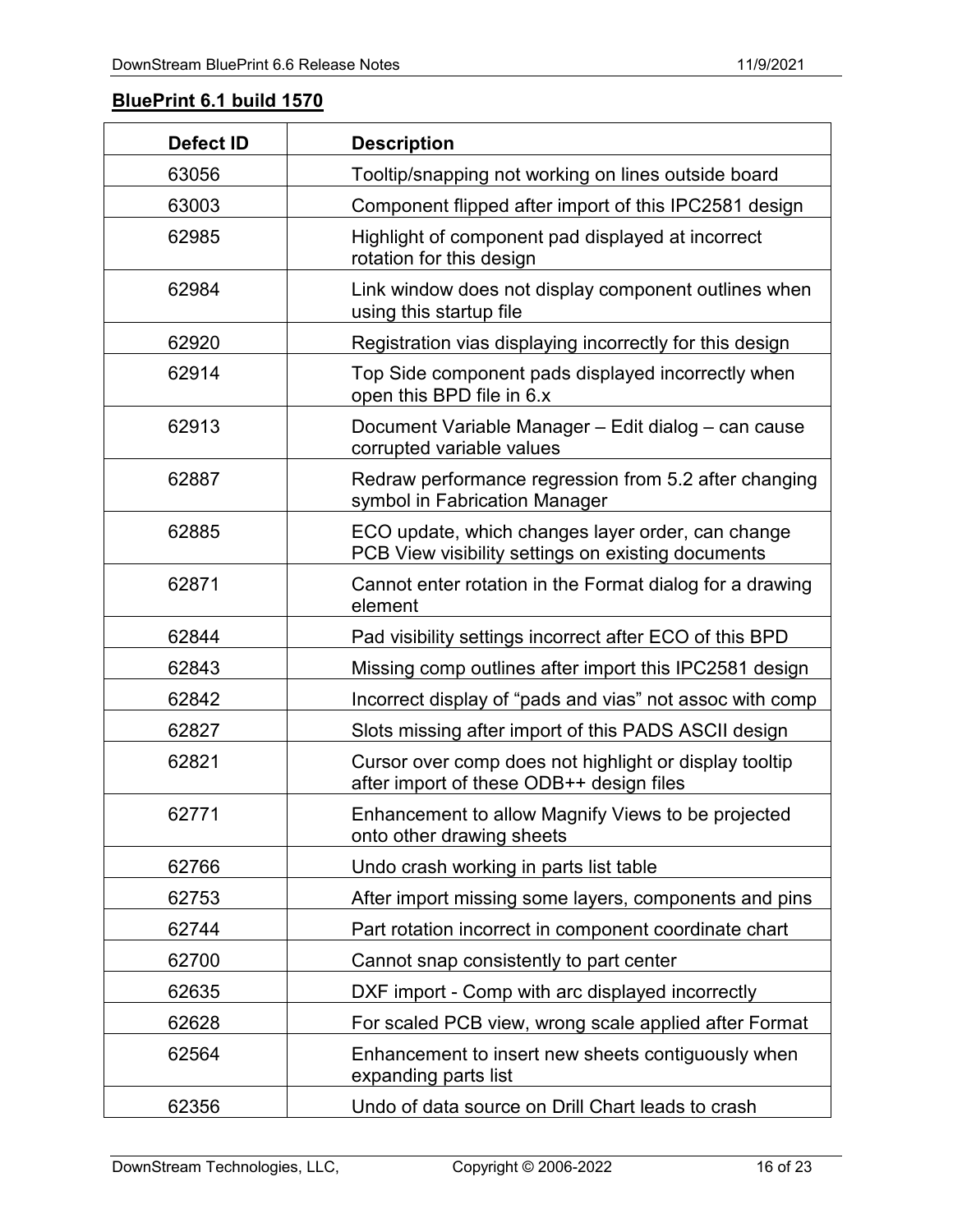**BluePrint 6.1 build 1570**

| Defect ID | Description |
| --- | --- |
| 63056 | Tooltip/snapping not working on lines outside board |
| 63003 | Component flipped after import of this IPC2581 design |
| 62985 | Highlight of component pad displayed at incorrect rotation for this design |
| 62984 | Link window does not display component outlines when using this startup file |
| 62920 | Registration vias displaying incorrectly for this design |
| 62914 | Top Side component pads displayed incorrectly when open this BPD file in 6.x |
| 62913 | Document Variable Manager – Edit dialog – can cause corrupted variable values |
| 62887 | Redraw performance regression from 5.2 after changing symbol in Fabrication Manager |
| 62885 | ECO update, which changes layer order, can change PCB View visibility settings on existing documents |
| 62871 | Cannot enter rotation in the Format dialog for a drawing element |
| 62844 | Pad visibility settings incorrect after ECO of this BPD |
| 62843 | Missing comp outlines after import this IPC2581 design |
| 62842 | Incorrect display of “pads and vias” not assoc with comp |
| 62827 | Slots missing after import of this PADS ASCII design |
| 62821 | Cursor over comp does not highlight or display tooltip after import of these ODB++ design files |
| 62771 | Enhancement to allow Magnify Views to be projected onto other drawing sheets |
| 62766 | Undo crash working in parts list table |
| 62753 | After import missing some layers, components and pins |
| 62744 | Part rotation incorrect in component coordinate chart |
| 62700 | Cannot snap consistently to part center |
| 62635 | DXF import - Comp with arc displayed incorrectly |
| 62628 | For scaled PCB view, wrong scale applied after Format |
| 62564 | Enhancement to insert new sheets contiguously when expanding parts list |
| 62356 | Undo of data source on Drill Chart leads to crash |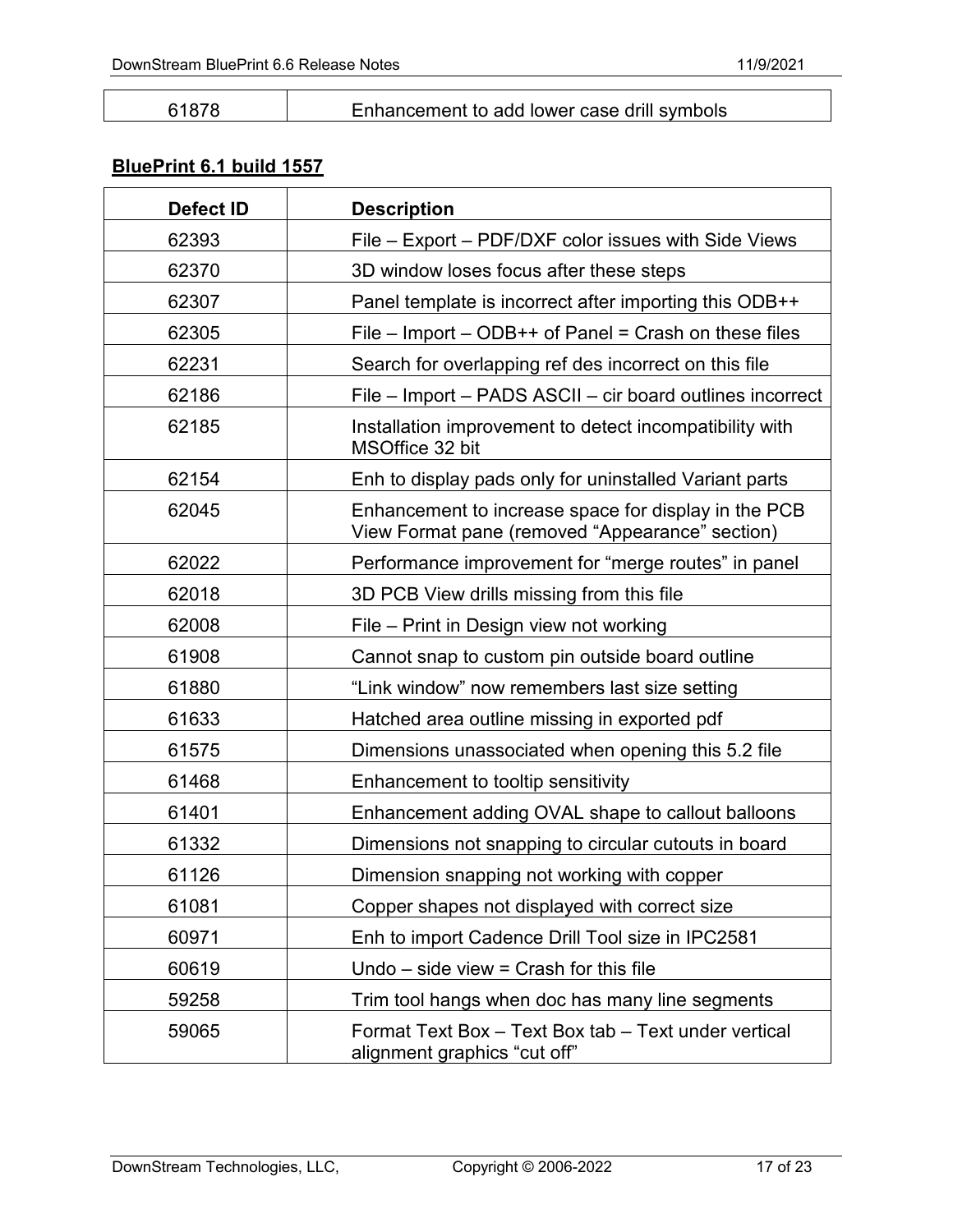| | |
|---|---|
| 61878 | Enhancement to add lower case drill symbols |

## BluePrint 6.1 build 1557

| Defect ID | Description |
|---|---|
| 62393 | File – Export – PDF/DXF color issues with Side Views |
| 62370 | 3D window loses focus after these steps |
| 62307 | Panel template is incorrect after importing this ODB++ |
| 62305 | File – Import – ODB++ of Panel = Crash on these files |
| 62231 | Search for overlapping ref des incorrect on this file |
| 62186 | File – Import – PADS ASCII – cir board outlines incorrect |
| 62185 | Installation improvement to detect incompatibility with MSOffice 32 bit |
| 62154 | Enh to display pads only for uninstalled Variant parts |
| 62045 | Enhancement to increase space for display in the PCB View Format pane (removed “Appearance” section) |
| 62022 | Performance improvement for “merge routes” in panel |
| 62018 | 3D PCB View drills missing from this file |
| 62008 | File – Print in Design view not working |
| 61908 | Cannot snap to custom pin outside board outline |
| 61880 | “Link window” now remembers last size setting |
| 61633 | Hatched area outline missing in exported pdf |
| 61575 | Dimensions unassociated when opening this 5.2 file |
| 61468 | Enhancement to tooltip sensitivity |
| 61401 | Enhancement adding OVAL shape to callout balloons |
| 61332 | Dimensions not snapping to circular cutouts in board |
| 61126 | Dimension snapping not working with copper |
| 61081 | Copper shapes not displayed with correct size |
| 60971 | Enh to import Cadence Drill Tool size in IPC2581 |
| 60619 | Undo – side view = Crash for this file |
| 59258 | Trim tool hangs when doc has many line segments |
| 59065 | Format Text Box – Text Box tab – Text under vertical alignment graphics “cut off” |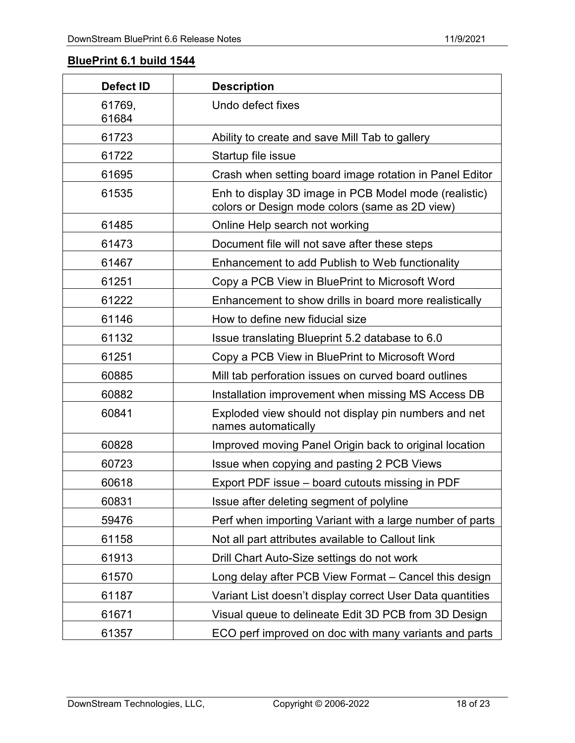**BluePrint 6.1 build 1544**

| Defect ID | Description |
|---|---|
| 61769, 61684 | Undo defect fixes |
| 61723 | Ability to create and save Mill Tab to gallery |
| 61722 | Startup file issue |
| 61695 | Crash when setting board image rotation in Panel Editor |
| 61535 | Enh to display 3D image in PCB Model mode (realistic) colors or Design mode colors (same as 2D view) |
| 61485 | Online Help search not working |
| 61473 | Document file will not save after these steps |
| 61467 | Enhancement to add Publish to Web functionality |
| 61251 | Copy a PCB View in BluePrint to Microsoft Word |
| 61222 | Enhancement to show drills in board more realistically |
| 61146 | How to define new fiducial size |
| 61132 | Issue translating Blueprint 5.2 database to 6.0 |
| 61251 | Copy a PCB View in BluePrint to Microsoft Word |
| 60885 | Mill tab perforation issues on curved board outlines |
| 60882 | Installation improvement when missing MS Access DB |
| 60841 | Exploded view should not display pin numbers and net names automatically |
| 60828 | Improved moving Panel Origin back to original location |
| 60723 | Issue when copying and pasting 2 PCB Views |
| 60618 | Export PDF issue – board cutouts missing in PDF |
| 60831 | Issue after deleting segment of polyline |
| 59476 | Perf when importing Variant with a large number of parts |
| 61158 | Not all part attributes available to Callout link |
| 61913 | Drill Chart Auto-Size settings do not work |
| 61570 | Long delay after PCB View Format – Cancel this design |
| 61187 | Variant List doesn't display correct User Data quantities |
| 61671 | Visual queue to delineate Edit 3D PCB from 3D Design |
| 61357 | ECO perf improved on doc with many variants and parts |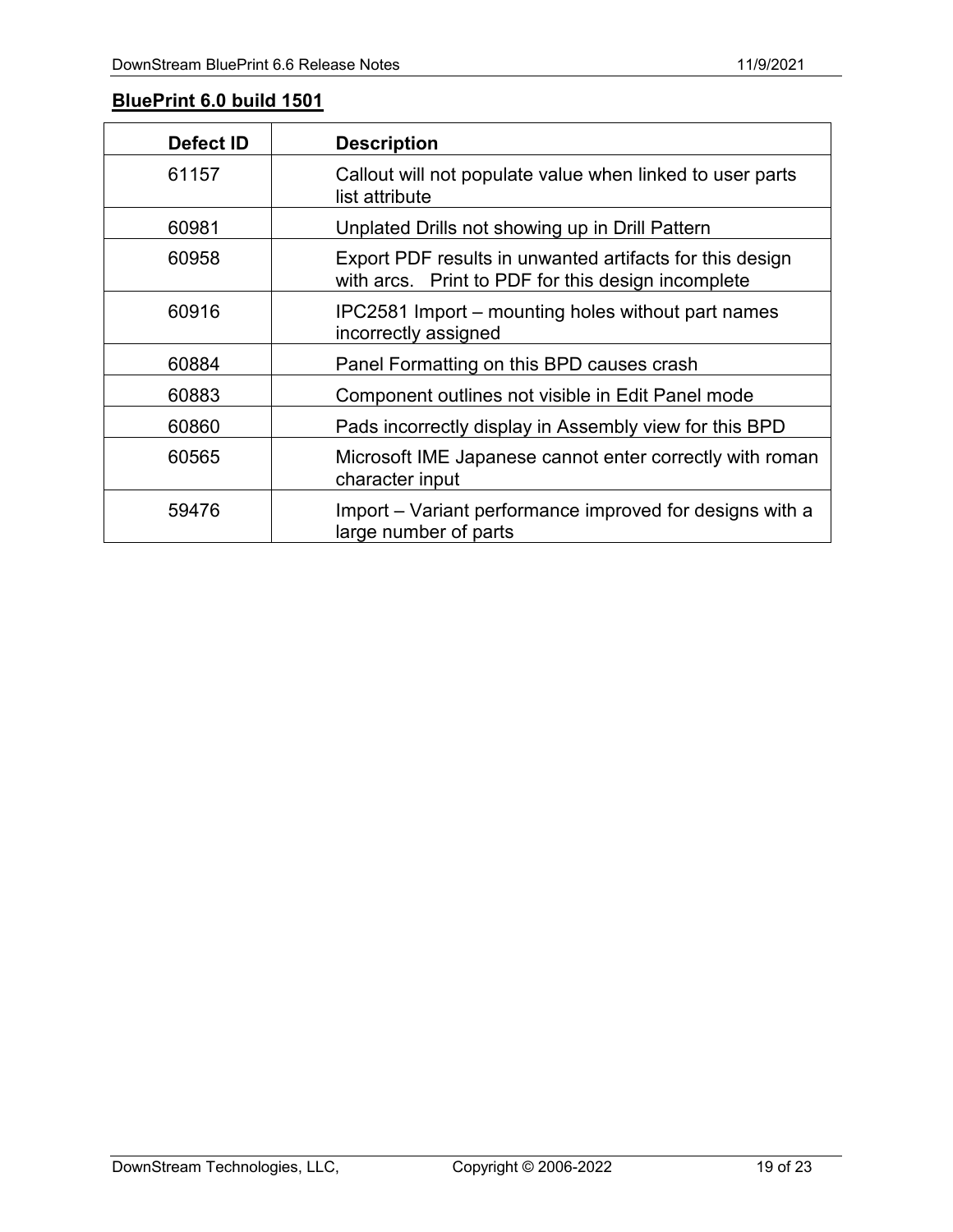## BluePrint 6.0 build 1501

| Defect ID | Description |
|---|---|
| 61157 | Callout will not populate value when linked to user parts list attribute |
| 60981 | Unplated Drills not showing up in Drill Pattern |
| 60958 | Export PDF results in unwanted artifacts for this design with arcs. Print to PDF for this design incomplete |
| 60916 | IPC2581 Import – mounting holes without part names incorrectly assigned |
| 60884 | Panel Formatting on this BPD causes crash |
| 60883 | Component outlines not visible in Edit Panel mode |
| 60860 | Pads incorrectly display in Assembly view for this BPD |
| 60565 | Microsoft IME Japanese cannot enter correctly with roman character input |
| 59476 | Import – Variant performance improved for designs with a large number of parts |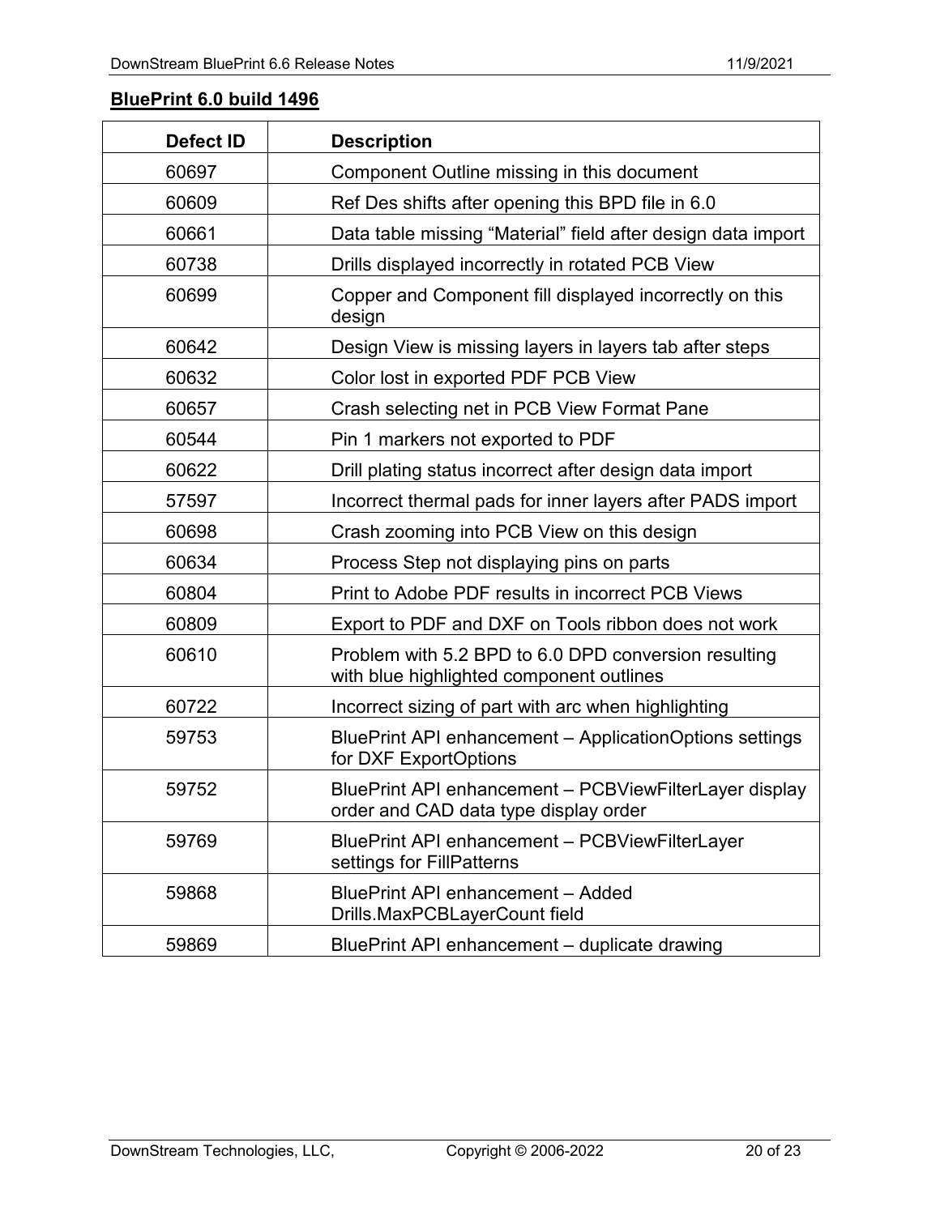**BluePrint 6.0 build 1496**

| Defect ID | Description |
|---|---|
| 60697 | Component Outline missing in this document |
| 60609 | Ref Des shifts after opening this BPD file in 6.0 |
| 60661 | Data table missing “Material” field after design data import |
| 60738 | Drills displayed incorrectly in rotated PCB View |
| 60699 | Copper and Component fill displayed incorrectly on this design |
| 60642 | Design View is missing layers in layers tab after steps |
| 60632 | Color lost in exported PDF PCB View |
| 60657 | Crash selecting net in PCB View Format Pane |
| 60544 | Pin 1 markers not exported to PDF |
| 60622 | Drill plating status incorrect after design data import |
| 57597 | Incorrect thermal pads for inner layers after PADS import |
| 60698 | Crash zooming into PCB View on this design |
| 60634 | Process Step not displaying pins on parts |
| 60804 | Print to Adobe PDF results in incorrect PCB Views |
| 60809 | Export to PDF and DXF on Tools ribbon does not work |
| 60610 | Problem with 5.2 BPD to 6.0 DPD conversion resulting with blue highlighted component outlines |
| 60722 | Incorrect sizing of part with arc when highlighting |
| 59753 | BluePrint API enhancement – ApplicationOptions settings for DXF ExportOptions |
| 59752 | BluePrint API enhancement – PCBViewFilterLayer display order and CAD data type display order |
| 59769 | BluePrint API enhancement – PCBViewFilterLayer settings for FillPatterns |
| 59868 | BluePrint API enhancement – Added Drills.MaxPCBLayerCount field |
| 59869 | BluePrint API enhancement – duplicate drawing |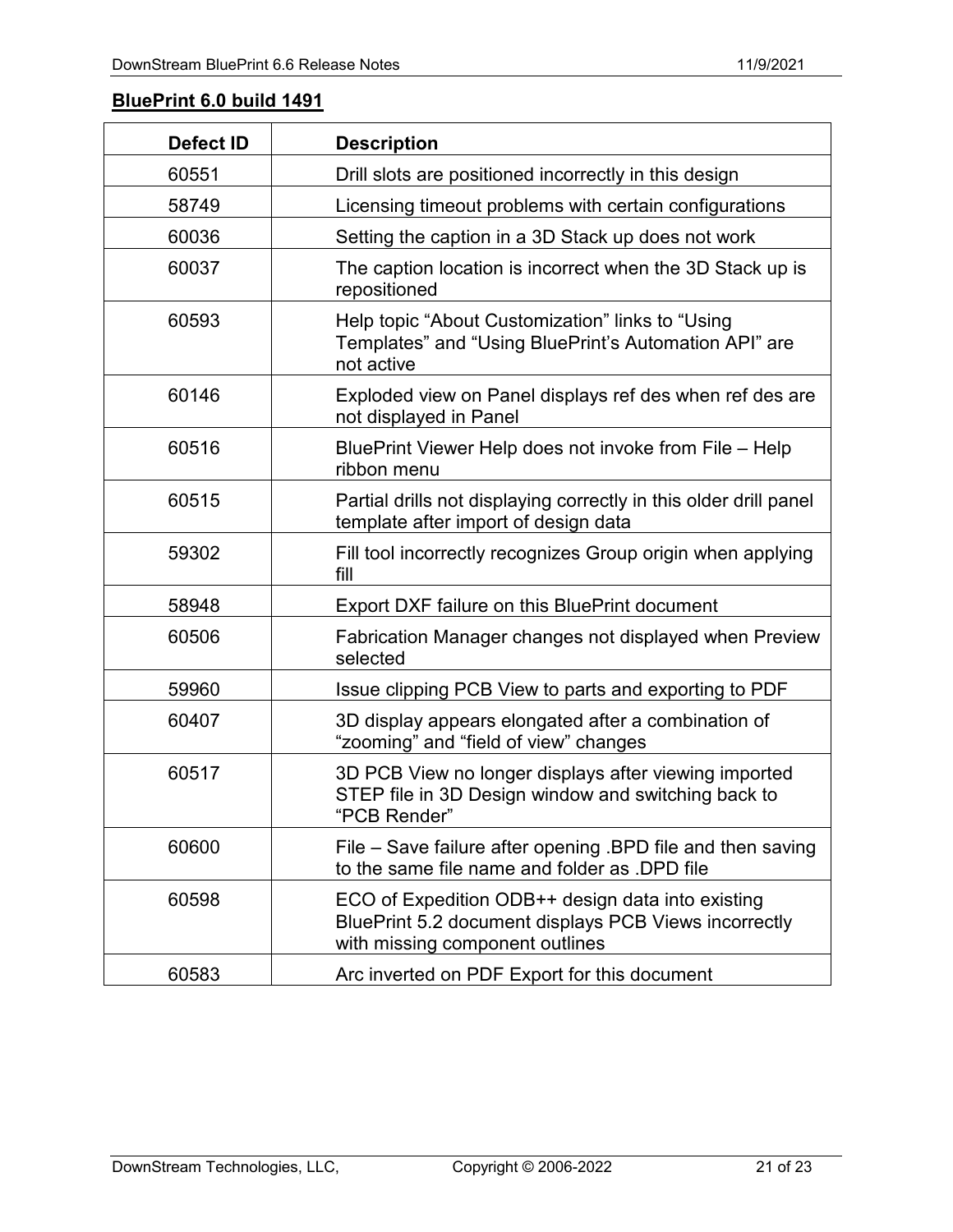**BluePrint 6.0 build 1491**

| Defect ID | Description |
| --- | --- |
| 60551 | Drill slots are positioned incorrectly in this design |
| 58749 | Licensing timeout problems with certain configurations |
| 60036 | Setting the caption in a 3D Stack up does not work |
| 60037 | The caption location is incorrect when the 3D Stack up is repositioned |
| 60593 | Help topic “About Customization” links to “Using Templates” and “Using BluePrint’s Automation API” are not active |
| 60146 | Exploded view on Panel displays ref des when ref des are not displayed in Panel |
| 60516 | BluePrint Viewer Help does not invoke from File – Help ribbon menu |
| 60515 | Partial drills not displaying correctly in this older drill panel template after import of design data |
| 59302 | Fill tool incorrectly recognizes Group origin when applying fill |
| 58948 | Export DXF failure on this BluePrint document |
| 60506 | Fabrication Manager changes not displayed when Preview selected |
| 59960 | Issue clipping PCB View to parts and exporting to PDF |
| 60407 | 3D display appears elongated after a combination of “zooming” and “field of view” changes |
| 60517 | 3D PCB View no longer displays after viewing imported STEP file in 3D Design window and switching back to “PCB Render” |
| 60600 | File – Save failure after opening .BPD file and then saving to the same file name and folder as .DPD file |
| 60598 | ECO of Expedition ODB++ design data into existing BluePrint 5.2 document displays PCB Views incorrectly with missing component outlines |
| 60583 | Arc inverted on PDF Export for this document |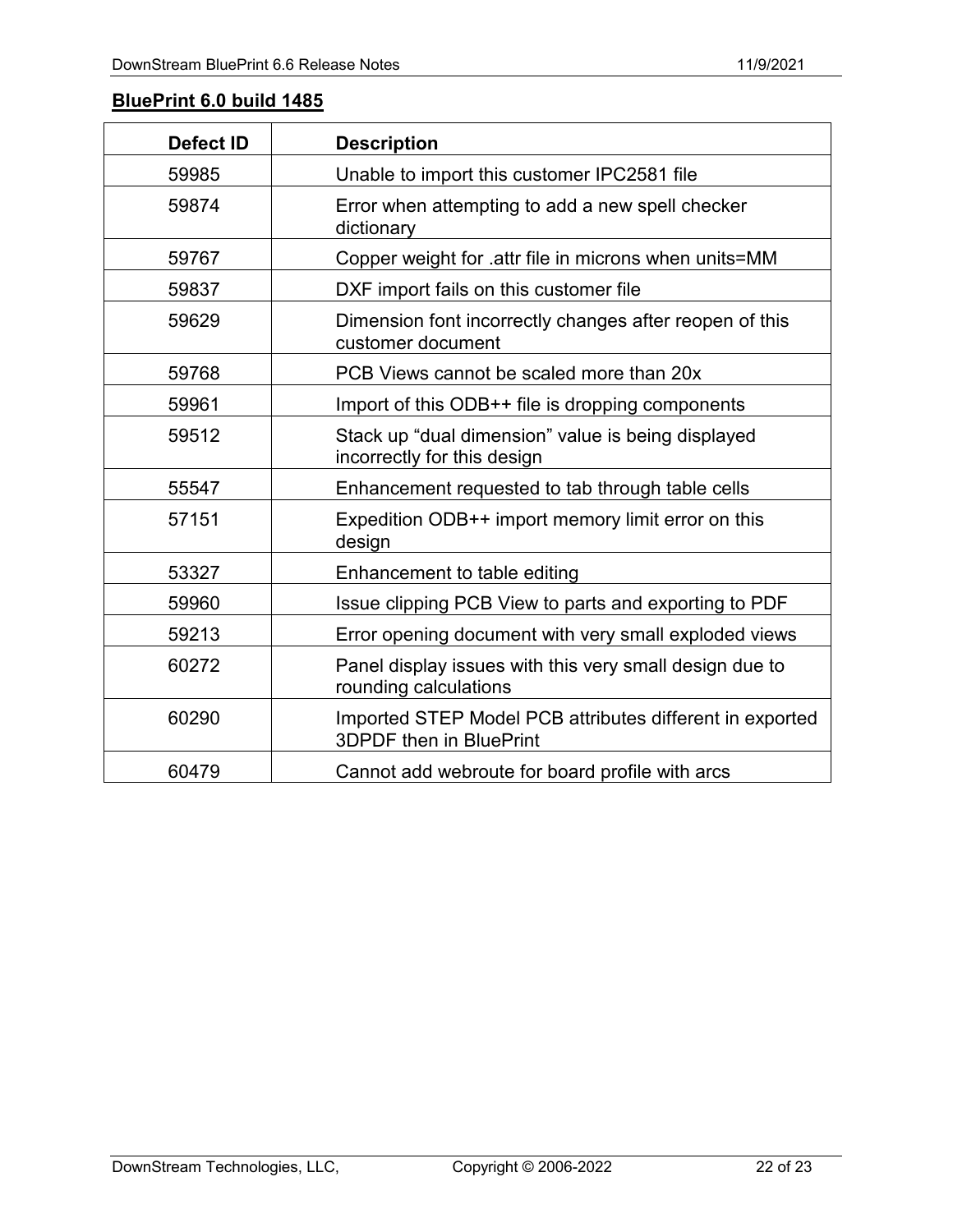**BluePrint 6.0 build 1485**

| Defect ID | Description |
|---|---|
| 59985 | Unable to import this customer IPC2581 file |
| 59874 | Error when attempting to add a new spell checker dictionary |
| 59767 | Copper weight for .attr file in microns when units=MM |
| 59837 | DXF import fails on this customer file |
| 59629 | Dimension font incorrectly changes after reopen of this customer document |
| 59768 | PCB Views cannot be scaled more than 20x |
| 59961 | Import of this ODB++ file is dropping components |
| 59512 | Stack up “dual dimension” value is being displayed incorrectly for this design |
| 55547 | Enhancement requested to tab through table cells |
| 57151 | Expedition ODB++ import memory limit error on this design |
| 53327 | Enhancement to table editing |
| 59960 | Issue clipping PCB View to parts and exporting to PDF |
| 59213 | Error opening document with very small exploded views |
| 60272 | Panel display issues with this very small design due to rounding calculations |
| 60290 | Imported STEP Model PCB attributes different in exported 3DPDF then in BluePrint |
| 60479 | Cannot add webroute for board profile with arcs |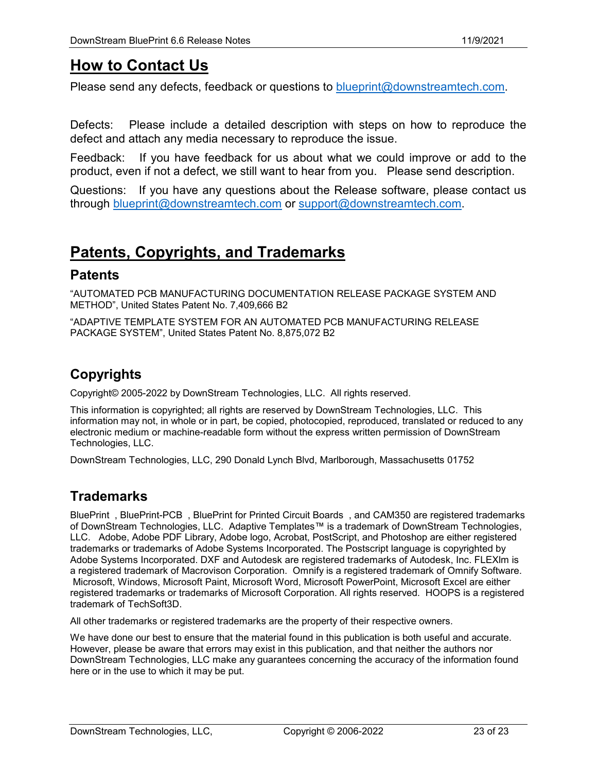# How to Contact Us

Please send any defects, feedback or questions to [blueprint@downstreamtech.com](mailto:blueprint@downstreamtech.com).

Defects: Please include a detailed description with steps on how to reproduce the defect and attach any media necessary to reproduce the issue.

Feedback: If you have feedback for us about what we could improve or add to the product, even if not a defect, we still want to hear from you. Please send description.

Questions: If you have any questions about the Release software, please contact us through [blueprint@downstreamtech.com](mailto:blueprint@downstreamtech.com) or [support@downstreamtech.com](mailto:support@downstreamtech.com).

# Patents, Copyrights, and Trademarks

## Patents

"AUTOMATED PCB MANUFACTURING DOCUMENTATION RELEASE PACKAGE SYSTEM AND METHOD", United States Patent No. 7,409,666 B2

"ADAPTIVE TEMPLATE SYSTEM FOR AN AUTOMATED PCB MANUFACTURING RELEASE PACKAGE SYSTEM", United States Patent No. 8,875,072 B2

## Copyrights

Copyright© 2005-2022 by DownStream Technologies, LLC. All rights reserved.

This information is copyrighted; all rights are reserved by DownStream Technologies, LLC. This information may not, in whole or in part, be copied, photocopied, reproduced, translated or reduced to any electronic medium or machine-readable form without the express written permission of DownStream Technologies, LLC.

DownStream Technologies, LLC, 290 Donald Lynch Blvd, Marlborough, Massachusetts 01752

## Trademarks

BluePrint , BluePrint-PCB , BluePrint for Printed Circuit Boards , and CAM350 are registered trademarks of DownStream Technologies, LLC. Adaptive Templates™ is a trademark of DownStream Technologies, LLC. Adobe, Adobe PDF Library, Adobe logo, Acrobat, PostScript, and Photoshop are either registered trademarks or trademarks of Adobe Systems Incorporated. The Postscript language is copyrighted by Adobe Systems Incorporated. DXF and Autodesk are registered trademarks of Autodesk, Inc. FLEXlm is a registered trademark of Macrovison Corporation. Omnify is a registered trademark of Omnify Software. Microsoft, Windows, Microsoft Paint, Microsoft Word, Microsoft PowerPoint, Microsoft Excel are either registered trademarks or trademarks of Microsoft Corporation. All rights reserved. HOOPS is a registered trademark of TechSoft3D.

All other trademarks or registered trademarks are the property of their respective owners.

We have done our best to ensure that the material found in this publication is both useful and accurate. However, please be aware that errors may exist in this publication, and that neither the authors nor DownStream Technologies, LLC make any guarantees concerning the accuracy of the information found here or in the use to which it may be put.